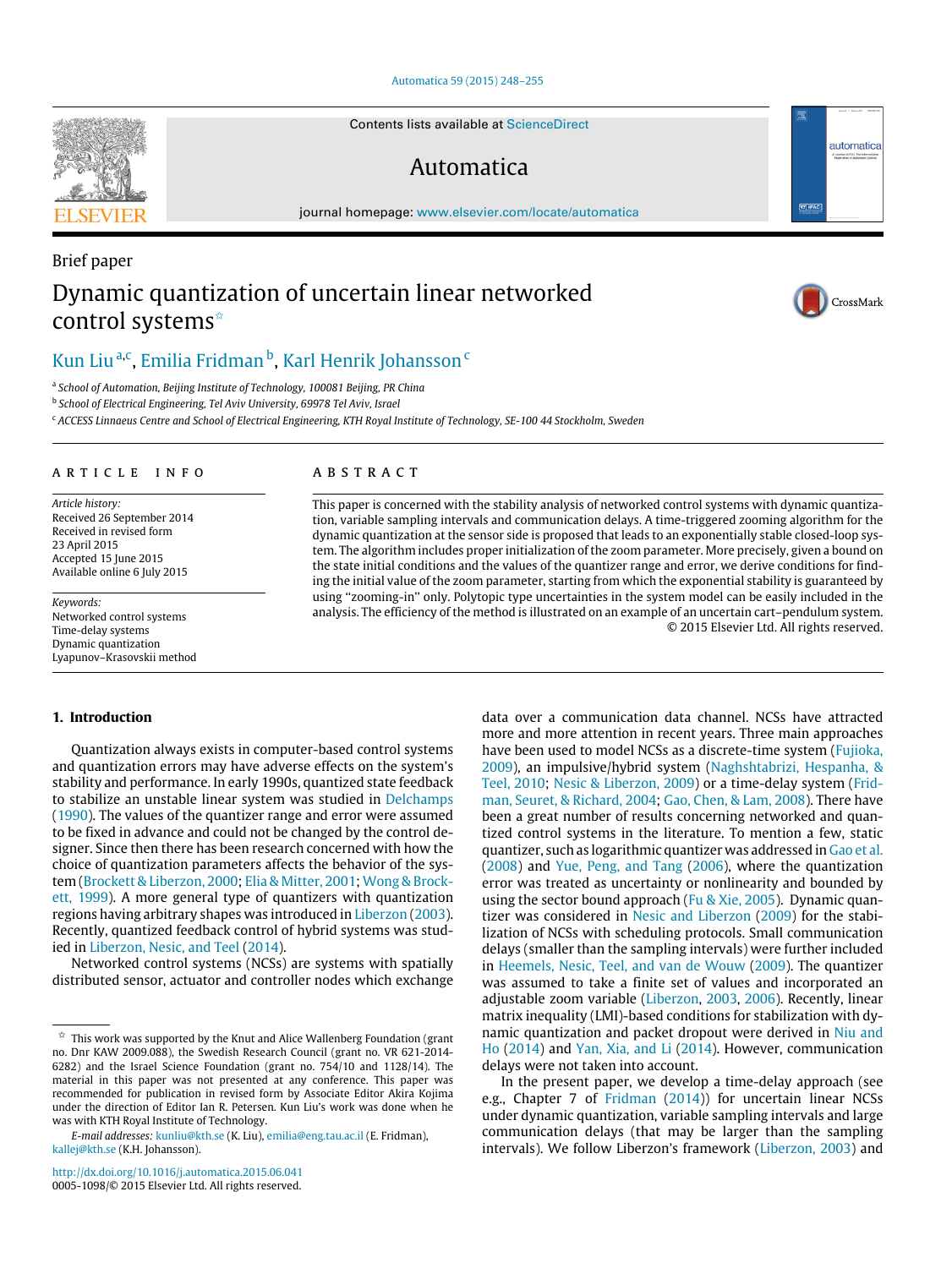Contents lists available at ScienceDirect

# Automatica

journal homepage: www.elsevier.com/locate/automatica

Brief paper

# Dynamic quantization of uncertain linear networked control systems[☆]

Kun Liu[a,c], Emilia Fridman[b], Karl Henrik Johansson[c]

[a] School of Automation, Beijing Institute of Technology, 100081 Beijing, PR China

[b] School of Electrical Engineering, Tel Aviv University, 69978 Tel Aviv, Israel

[c] ACCESS Linnaeus Centre and School of Electrical Engineering, KTH Royal Institute of Technology, SE-100 44 Stockholm, Sweden

**ARTICLE INFO**

*Article history:*
Received 26 September 2014
Received in revised form
23 April 2015
Accepted 15 June 2015
Available online 6 July 2015

*Keywords:*
Networked control systems
Time-delay systems
Dynamic quantization
Lyapunov–Krasovskii method

**ABSTRACT**

This paper is concerned with the stability analysis of networked control systems with dynamic quantization, variable sampling intervals and communication delays. A time-triggered zooming algorithm for the dynamic quantization at the sensor side is proposed that leads to an exponentially stable closed-loop system. The algorithm includes proper initialization of the zoom parameter. More precisely, given a bound on the state initial conditions and the values of the quantizer range and error, we derive conditions for finding the initial value of the zoom parameter, starting from which the exponential stability is guaranteed by using "zooming-in" only. Polytopic type uncertainties in the system model can be easily included in the analysis. The efficiency of the method is illustrated on an example of an uncertain cart–pendulum system.

© 2015 Elsevier Ltd. All rights reserved.

## 1. Introduction

Quantization always exists in computer-based control systems and quantization errors may have adverse effects on the system's stability and performance. In early 1990s, quantized state feedback to stabilize an unstable linear system was studied in Delchamps (1990). The values of the quantizer range and error were assumed to be fixed in advance and could not be changed by the control designer. Since then there has been research concerned with how the choice of quantization parameters affects the behavior of the system (Brockett & Liberzon, 2000; Elia & Mitter, 2001; Wong & Brockett, 1999). A more general type of quantizers with quantization regions having arbitrary shapes was introduced in Liberzon (2003). Recently, quantized feedback control of hybrid systems was studied in Liberzon, Nesic, and Teel (2014).

Networked control systems (NCSs) are systems with spatially distributed sensor, actuator and controller nodes which exchange data over a communication data channel. NCSs have attracted more and more attention in recent years. Three main approaches have been used to model NCSs as a discrete-time system (Fujioka, 2009), an impulsive/hybrid system (Naghshtabrizi, Hespanha, & Teel, 2010; Nesic & Liberzon, 2009) or a time-delay system (Fridman, Seuret, & Richard, 2004; Gao, Chen, & Lam, 2008). There have been a great number of results concerning networked and quantized control systems in the literature. To mention a few, static quantizer, such as logarithmic quantizer was addressed in Gao et al. (2008) and Yue, Peng, and Tang (2006), where the quantization error was treated as uncertainty or nonlinearity and bounded by using the sector bound approach (Fu & Xie, 2005). Dynamic quantizer was considered in Nesic and Liberzon (2009) for the stabilization of NCSs with scheduling protocols. Small communication delays (smaller than the sampling intervals) were further included in Heemels, Nesic, Teel, and van de Wouw (2009). The quantizer was assumed to take a finite set of values and incorporated an adjustable zoom variable (Liberzon, 2003, 2006). Recently, linear matrix inequality (LMI)-based conditions for stabilization with dynamic quantization and packet dropout were derived in Niu and Ho (2014) and Yan, Xia, and Li (2014). However, communication delays were not taken into account.

In the present paper, we develop a time-delay approach (see e.g., Chapter 7 of Fridman (2014)) for uncertain linear NCSs under dynamic quantization, variable sampling intervals and large communication delays (that may be larger than the sampling intervals). We follow Liberzon's framework (Liberzon, 2003) and

[☆] This work was supported by the Knut and Alice Wallenberg Foundation (grant no. Dnr KAW 2009.088), the Swedish Research Council (grant no. VR 621-2014-6282) and the Israel Science Foundation (grant no. 754/10 and 1128/14). The material in this paper was not presented at any conference. This paper was recommended for publication in revised form by Associate Editor Akira Kojima under the direction of Editor Ian R. Petersen. Kun Liu's work was done when he was with KTH Royal Institute of Technology.

*E-mail addresses:* kunliu@kth.se (K. Liu), emilia@eng.tau.ac.il (E. Fridman), kallej@kth.se (K.H. Johansson).

http://dx.doi.org/10.1016/j.automatica.2015.06.041
0005-1098/© 2015 Elsevier Ltd. All rights reserved.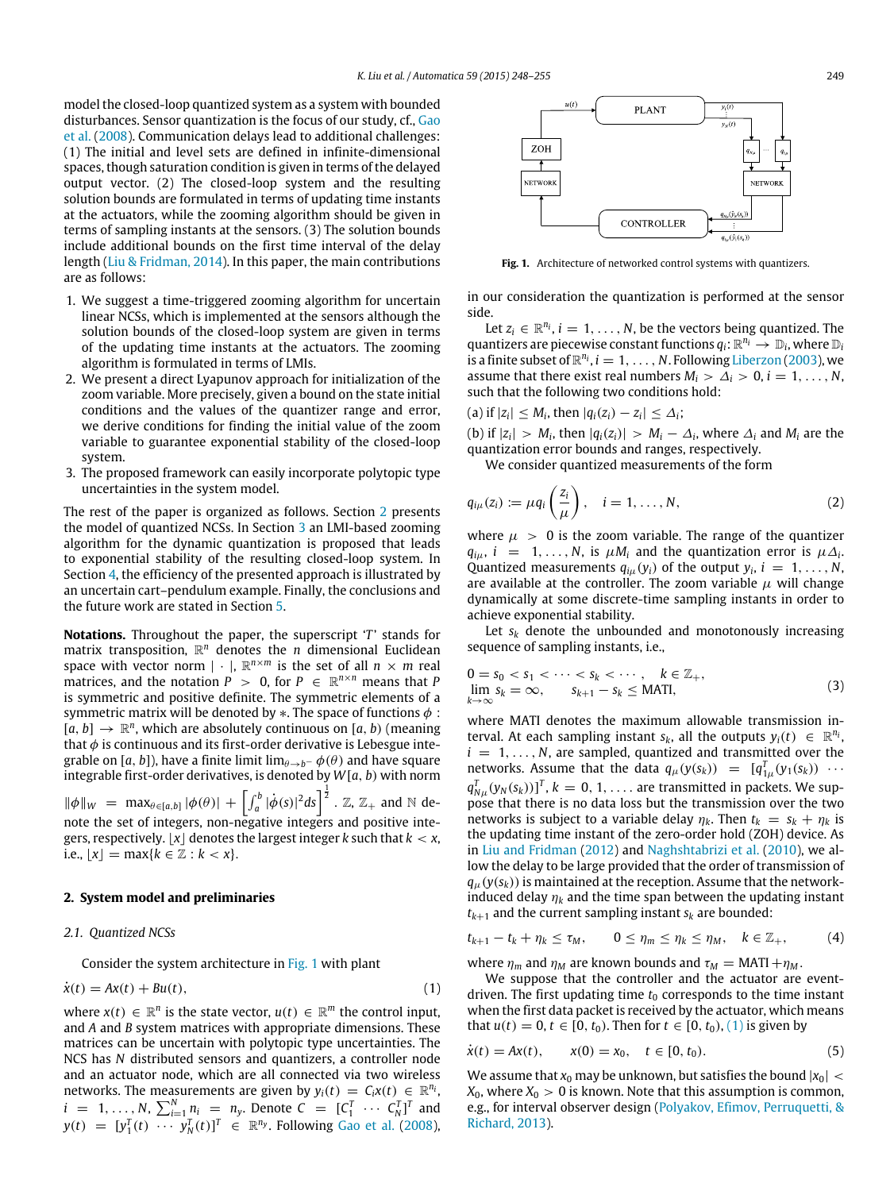model the closed-loop quantized system as a system with bounded disturbances. Sensor quantization is the focus of our study, cf., Gao et al. (2008). Communication delays lead to additional challenges: (1) The initial and level sets are defined in infinite-dimensional spaces, though saturation condition is given in terms of the delayed output vector. (2) The closed-loop system and the resulting solution bounds are formulated in terms of updating time instants at the actuators, while the zooming algorithm should be given in terms of sampling instants at the sensors. (3) The solution bounds include additional bounds on the first time interval of the delay length (Liu & Fridman, 2014). In this paper, the main contributions are as follows:

1. We suggest a time-triggered zooming algorithm for uncertain linear NCSs, which is implemented at the sensors although the solution bounds of the closed-loop system are given in terms of the updating time instants at the actuators. The zooming algorithm is formulated in terms of LMIs.
2. We present a direct Lyapunov approach for initialization of the zoom variable. More precisely, given a bound on the state initial conditions and the values of the quantizer range and error, we derive conditions for finding the initial value of the zoom variable to guarantee exponential stability of the closed-loop system.
3. The proposed framework can easily incorporate polytopic type uncertainties in the system model.

The rest of the paper is organized as follows. Section 2 presents the model of quantized NCSs. In Section 3 an LMI-based zooming algorithm for the dynamic quantization is proposed that leads to exponential stability of the resulting closed-loop system. In Section 4, the efficiency of the presented approach is illustrated by an uncertain cart–pendulum example. Finally, the conclusions and the future work are stated in Section 5.

**Notations.** Throughout the paper, the superscript '$T$' stands for matrix transposition, $\mathbb{R}^n$ denotes the $n$ dimensional Euclidean space with vector norm $|\cdot|$, $\mathbb{R}^{n\times m}$ is the set of all $n \times m$ real matrices, and the notation $P > 0$, for $P \in \mathbb{R}^{n\times n}$ means that $P$ is symmetric and positive definite. The symmetric elements of a symmetric matrix will be denoted by $*$. The space of functions $\phi : [a, b] \to \mathbb{R}^n$, which are absolutely continuous on $[a, b)$ (meaning that $\phi$ is continuous and its first-order derivative is Lebesgue integrable on $[a, b]$), have a finite limit $\lim_{\theta\to b^-} \phi(\theta)$ and have square integrable first-order derivatives, is denoted by $W[a, b)$ with norm $\|\phi\|_W = \max_{\theta\in[a,b]} |\phi(\theta)| + \left[\int_a^b |\dot{\phi}(s)|^2 ds\right]^{\frac{1}{2}}$. $\mathbb{Z}$, $\mathbb{Z}_+$ and $\mathbb{N}$ denote the set of integers, non-negative integers and positive integers, respectively. $\lfloor x \rfloor$ denotes the largest integer $k$ such that $k < x$, i.e., $\lfloor x \rfloor = \max\{k \in \mathbb{Z} : k < x\}$.

## 2. System model and preliminaries

### 2.1. Quantized NCSs

Consider the system architecture in Fig. 1 with plant

$$\dot{x}(t) = Ax(t) + Bu(t), \tag{1}$$

where $x(t) \in \mathbb{R}^n$ is the state vector, $u(t) \in \mathbb{R}^m$ the control input, and $A$ and $B$ system matrices with appropriate dimensions. These matrices can be uncertain with polytopic type uncertainties. The NCS has $N$ distributed sensors and quantizers, a controller node and an actuator node, which are all connected via two wireless networks. The measurements are given by $y_i(t) = C_i x(t) \in \mathbb{R}^{n_i}$, $i = 1, \ldots, N$, $\sum_{i=1}^N n_i = n_y$. Denote $C = [C_1^T \cdots C_N^T]^T$ and $y(t) = [y_1^T(t) \cdots y_N^T(t)]^T \in \mathbb{R}^{n_y}$. Following Gao et al. (2008),

**Fig. 1.** Architecture of networked control systems with quantizers.

in our consideration the quantization is performed at the sensor side.

Let $z_i \in \mathbb{R}^{n_i}$, $i = 1, \ldots, N$, be the vectors being quantized. The quantizers are piecewise constant functions $q_i : \mathbb{R}^{n_i} \to \mathbb{D}_i$, where $\mathbb{D}_i$ is a finite subset of $\mathbb{R}^{n_i}$, $i = 1, \ldots, N$. Following Liberzon (2003), we assume that there exist real numbers $M_i > \Delta_i > 0$, $i = 1, \ldots, N$, such that the following two conditions hold:

(a) if $|z_i| \le M_i$, then $|q_i(z_i) - z_i| \le \Delta_i$;

(b) if $|z_i| > M_i$, then $|q_i(z_i)| > M_i - \Delta_i$, where $\Delta_i$ and $M_i$ are the quantization error bounds and ranges, respectively.

We consider quantized measurements of the form

$$q_{i\mu}(z_i) := \mu q_i\left(\frac{z_i}{\mu}\right), \quad i = 1, \ldots, N, \tag{2}$$

where $\mu > 0$ is the zoom variable. The range of the quantizer $q_{i\mu}$, $i = 1, \ldots, N$, is $\mu M_i$ and the quantization error is $\mu\Delta_i$. Quantized measurements $q_{i\mu}(y_i)$ of the output $y_i$, $i = 1, \ldots, N$, are available at the controller. The zoom variable $\mu$ will change dynamically at some discrete-time sampling instants in order to achieve exponential stability.

Let $s_k$ denote the unbounded and monotonously increasing sequence of sampling instants, i.e.,

$$\begin{aligned} &0 = s_0 < s_1 < \cdots < s_k < \cdots, \quad k \in \mathbb{Z}_+, \\ &\lim_{k\to\infty} s_k = \infty, \qquad s_{k+1} - s_k \le \text{MATI}, \end{aligned} \tag{3}$$

where MATI denotes the maximum allowable transmission interval. At each sampling instant $s_k$, all the outputs $y_i(t) \in \mathbb{R}^{n_i}$, $i = 1, \ldots, N$, are sampled, quantized and transmitted over the networks. Assume that the data $q_\mu(y(s_k)) = [q_{1\mu}^T(y_1(s_k)) \cdots q_{N\mu}^T(y_N(s_k))]^T$, $k = 0, 1, \ldots$ are transmitted in packets. We suppose that there is no data loss but the transmission over the two networks is subject to a variable delay $\eta_k$. Then $t_k = s_k + \eta_k$ is the updating time instant of the zero-order hold (ZOH) device. As in Liu and Fridman (2012) and Naghshtabrizi et al. (2010), we allow the delay to be large provided that the order of transmission of $q_\mu(y(s_k))$ is maintained at the reception. Assume that the network-induced delay $\eta_k$ and the time span between the updating instant $t_{k+1}$ and the current sampling instant $s_k$ are bounded:

$$t_{k+1} - t_k + \eta_k \le \tau_M, \qquad 0 \le \eta_m \le \eta_k \le \eta_M, \quad k \in \mathbb{Z}_+, \tag{4}$$

where $\eta_m$ and $\eta_M$ are known bounds and $\tau_M = \text{MATI} + \eta_M$.

We suppose that the controller and the actuator are event-driven. The first updating time $t_0$ corresponds to the time instant when the first data packet is received by the actuator, which means that $u(t) = 0$, $t \in [0, t_0)$. Then for $t \in [0, t_0)$, (1) is given by

$$\dot{x}(t) = Ax(t), \qquad x(0) = x_0, \quad t \in [0, t_0). \tag{5}$$

We assume that $x_0$ may be unknown, but satisfies the bound $|x_0| < X_0$, where $X_0 > 0$ is known. Note that this assumption is common, e.g., for interval observer design (Polyakov, Efimov, Perruquetti, & Richard, 2013).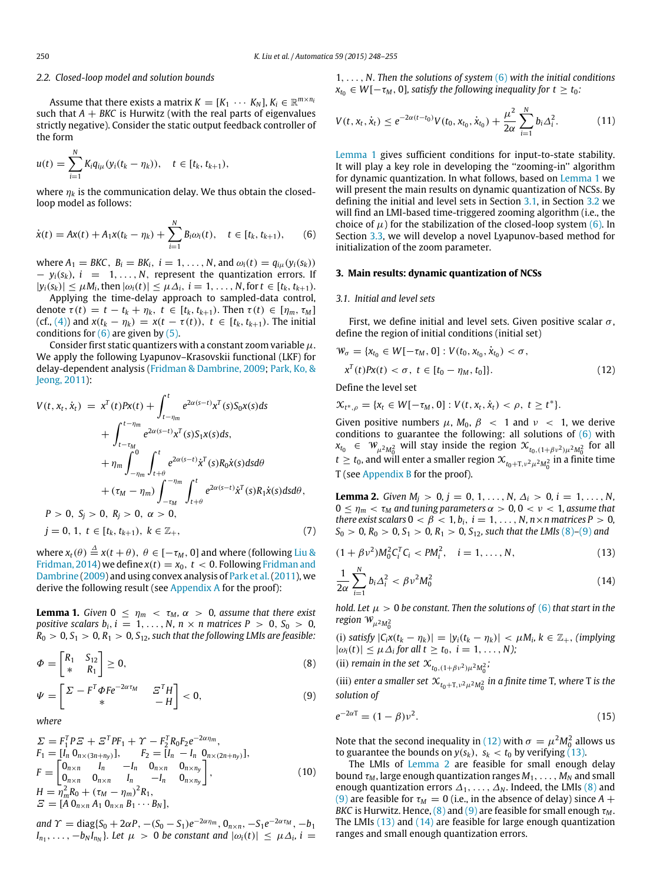### 2.2. Closed-loop model and solution bounds

Assume that there exists a matrix $K = [K_1 \cdots K_N]$, $K_i \in \mathbb{R}^{m\times n_i}$ such that $A + BKC$ is Hurwitz (with the real parts of eigenvalues strictly negative). Consider the static output feedback controller of the form

$$u(t) = \sum_{i=1}^{N} K_i q_{i\mu}(y_i(t_k - \eta_k)), \quad t \in [t_k, t_{k+1}),$$

where $\eta_k$ is the communication delay. We thus obtain the closed-loop model as follows:

$$\dot{x}(t) = Ax(t) + A_1 x(t_k - \eta_k) + \sum_{i=1}^{N} B_i \omega_i(t), \quad t \in [t_k, t_{k+1}), \tag{6}$$

where $A_1 = BKC$, $B_i = BK_i$, $i = 1, \ldots, N$, and $\omega_i(t) = q_{i\mu}(y_i(s_k)) - y_i(s_k)$, $i = 1, \ldots, N$, represent the quantization errors. If $|y_i(s_k)| \le \mu M_i$, then $|\omega_i(t)| \le \mu \Delta_i$, $i = 1, \ldots, N$, for $t \in [t_k, t_{k+1})$.

Applying the time-delay approach to sampled-data control, denote $\tau(t) = t - t_k + \eta_k$, $t \in [t_k, t_{k+1})$. Then $\tau(t) \in [\eta_m, \tau_M]$ (cf., (4)) and $x(t_k - \eta_k) = x(t - \tau(t))$, $t \in [t_k, t_{k+1})$. The initial conditions for (6) are given by (5).

Consider first static quantizers with a constant zoom variable $\mu$. We apply the following Lyapunov–Krasovskii functional (LKF) for delay-dependent analysis (Fridman & Dambrine, 2009; Park, Ko, & Jeong, 2011):

$$\begin{aligned}
V(t, x_t, \dot{x}_t) &= x^T(t)Px(t) + \int_{t-\eta_m}^{t} e^{2\alpha(s-t)} x^T(s) S_0 x(s) ds \\
&+ \int_{t-\tau_M}^{t-\eta_m} e^{2\alpha(s-t)} x^T(s) S_1 x(s) ds, \\
&+ \eta_m \int_{-\eta_m}^{0} \int_{t+\theta}^{t} e^{2\alpha(s-t)} \dot{x}^T(s) R_0 \dot{x}(s) ds d\theta \\
&+ (\tau_M - \eta_m) \int_{-\tau_M}^{-\eta_m} \int_{t+\theta}^{t} e^{2\alpha(s-t)} \dot{x}^T(s) R_1 \dot{x}(s) ds d\theta, \\
& P > 0,\ S_j > 0,\ R_j > 0,\ \alpha > 0, \\
& j = 0, 1,\ t \in [t_k, t_{k+1}),\ k \in \mathbb{Z}_+,
\end{aligned} \tag{7}$$

where $x_t(\theta) \triangleq x(t + \theta)$, $\theta \in [-\tau_M, 0]$ and where (following Liu & Fridman, 2014) we define $x(t) = x_0$, $t < 0$. Following Fridman and Dambrine (2009) and using convex analysis of Park et al. (2011), we derive the following result (see Appendix A for the proof):

**Lemma 1.** *Given $0 \le \eta_m < \tau_M$, $\alpha > 0$, assume that there exist positive scalars $b_i$, $i = 1, \ldots, N$, $n \times n$ matrices $P > 0$, $S_0 > 0$, $R_0 > 0$, $S_1 > 0$, $R_1 > 0$, $S_{12}$, such that the following LMIs are feasible:*

$$\Phi = \begin{bmatrix} R_1 & S_{12} \\ * & R_1 \end{bmatrix} \ge 0, \tag{8}$$

$$\Psi = \begin{bmatrix} \Sigma - F^T \Phi F e^{-2\alpha\tau_M} & \Xi^T H \\ * & -H \end{bmatrix} < 0, \tag{9}$$

*where*

$$\begin{aligned}
&\Sigma = F_1^T P \Xi + \Xi^T P F_1 + \Upsilon - F_2^T R_0 F_2 e^{-2\alpha\eta_m}, \\
&F_1 = [I_n\ 0_{n\times(3n+n_y)}], \qquad F_2 = [I_n\ -I_n\ 0_{n\times(2n+n_y)}], \\
&F = \begin{bmatrix} 0_{n\times n} & I_n & -I_n & 0_{n\times n} & 0_{n\times n_y} \\ 0_{n\times n} & 0_{n\times n} & I_n & -I_n & 0_{n\times n_y} \end{bmatrix}, \\
&H = \eta_m^2 R_0 + (\tau_M - \eta_m)^2 R_1, \\
&\Xi = [A\ 0_{n\times n}\ A_1\ 0_{n\times n}\ B_1 \cdots B_N],
\end{aligned} \tag{10}$$

*and $\Upsilon = \mathrm{diag}\{S_0 + 2\alpha P, -(S_0 - S_1)e^{-2\alpha\eta_m}, 0_{n\times n}, -S_1 e^{-2\alpha\tau_M}, -b_1 I_{n_1}, \ldots, -b_N I_{n_N}\}$. Let $\mu > 0$ be constant and $|\omega_i(t)| \le \mu\Delta_i$, $i = 1, \ldots, N$. Then the solutions of system (6) with the initial conditions $x_{t_0} \in W[-\tau_M, 0]$, satisfy the following inequality for $t \ge t_0$:*

$$V(t, x_t, \dot{x}_t) \le e^{-2\alpha(t-t_0)} V(t_0, x_{t_0}, \dot{x}_{t_0}) + \frac{\mu^2}{2\alpha} \sum_{i=1}^{N} b_i \Delta_i^2. \tag{11}$$

Lemma 1 gives sufficient conditions for input-to-state stability. It will play a key role in developing the "zooming-in" algorithm for dynamic quantization. In what follows, based on Lemma 1 we will present the main results on dynamic quantization of NCSs. By defining the initial and level sets in Section 3.1, in Section 3.2 we will find an LMI-based time-triggered zooming algorithm (i.e., the choice of $\mu$) for the stabilization of the closed-loop system (6). In Section 3.3, we will develop a novel Lyapunov-based method for initialization of the zoom parameter.

## 3. Main results: dynamic quantization of NCSs

### 3.1. Initial and level sets

First, we define initial and level sets. Given positive scalar $\sigma$, define the region of initial conditions (initial set)

$$\begin{aligned}
\mathcal{W}_\sigma = \{&x_{t_0} \in W[-\tau_M, 0] : V(t_0, x_{t_0}, \dot{x}_{t_0}) < \sigma, \\
&x^T(t)Px(t) < \sigma,\ t \in [t_0 - \eta_M, t_0]\}.
\end{aligned} \tag{12}$$

Define the level set

$$\mathcal{X}_{t^*, \rho} = \{x_t \in W[-\tau_M, 0] : V(t, x_t, \dot{x}_t) < \rho,\ t \ge t^*\}.$$

Given positive numbers $\mu$, $M_0$, $\beta < 1$ and $\nu < 1$, we derive conditions to guarantee the following: all solutions of (6) with $x_{t_0} \in \mathcal{W}_{\mu^2 M_0^2}$ will stay inside the region $\mathcal{X}_{t_0, (1+\beta\nu^2)\mu^2 M_0^2}$ for all $t \ge t_0$, and will enter a smaller region $\mathcal{X}_{t_0 + \mathrm{T}, \nu^2\mu^2 M_0^2}$ in a finite time T (see Appendix B for the proof).

**Lemma 2.** *Given $M_j > 0$, $j = 0, 1, \ldots, N$, $\Delta_i > 0$, $i = 1, \ldots, N$, $0 \le \eta_m < \tau_M$ and tuning parameters $\alpha > 0$, $0 < \nu < 1$, assume that there exist scalars $0 < \beta < 1$, $b_i$, $i = 1, \ldots, N$, $n\times n$ matrices $P > 0$, $S_0 > 0$, $R_0 > 0$, $S_1 > 0$, $R_1 > 0$, $S_{12}$, such that the LMIs (8)–(9) and*

$$(1 + \beta\nu^2) M_0^2 C_i^T C_i < P M_i^2, \quad i = 1, \ldots, N, \tag{13}$$

$$\frac{1}{2\alpha} \sum_{i=1}^{N} b_i \Delta_i^2 < \beta\nu^2 M_0^2 \tag{14}$$

*hold. Let $\mu > 0$ be constant. Then the solutions of (6) that start in the region $\mathcal{W}_{\mu^2 M_0^2}$*

*(i) satisfy $|C_i x(t_k - \eta_k)| = |y_i(t_k - \eta_k)| < \mu M_i$, $k \in \mathbb{Z}_+$, (implying $|\omega_i(t)| \le \mu\Delta_i$ for all $t \ge t_0$, $i = 1, \ldots, N$);*

*(ii) remain in the set $\mathcal{X}_{t_0, (1+\beta\nu^2)\mu^2 M_0^2}$;*

*(iii) enter a smaller set $\mathcal{X}_{t_0 + \mathrm{T}, \nu^2\mu^2 M_0^2}$ in a finite time T, where T is the solution of*

$$e^{-2\alpha \mathrm{T}} = (1 - \beta)\nu^2. \tag{15}$$

Note that the second inequality in (12) with $\sigma = \mu^2 M_0^2$ allows us to guarantee the bounds on $y(s_k)$, $s_k < t_0$ by verifying (13).

The LMIs of Lemma 2 are feasible for small enough delay bound $\tau_M$, large enough quantization ranges $M_1, \ldots, M_N$ and small enough quantization errors $\Delta_1, \ldots, \Delta_N$. Indeed, the LMIs (8) and (9) are feasible for $\tau_M = 0$ (i.e., in the absence of delay) since $A + BKC$ is Hurwitz. Hence, (8) and (9) are feasible for small enough $\tau_M$. The LMIs (13) and (14) are feasible for large enough quantization ranges and small enough quantization errors.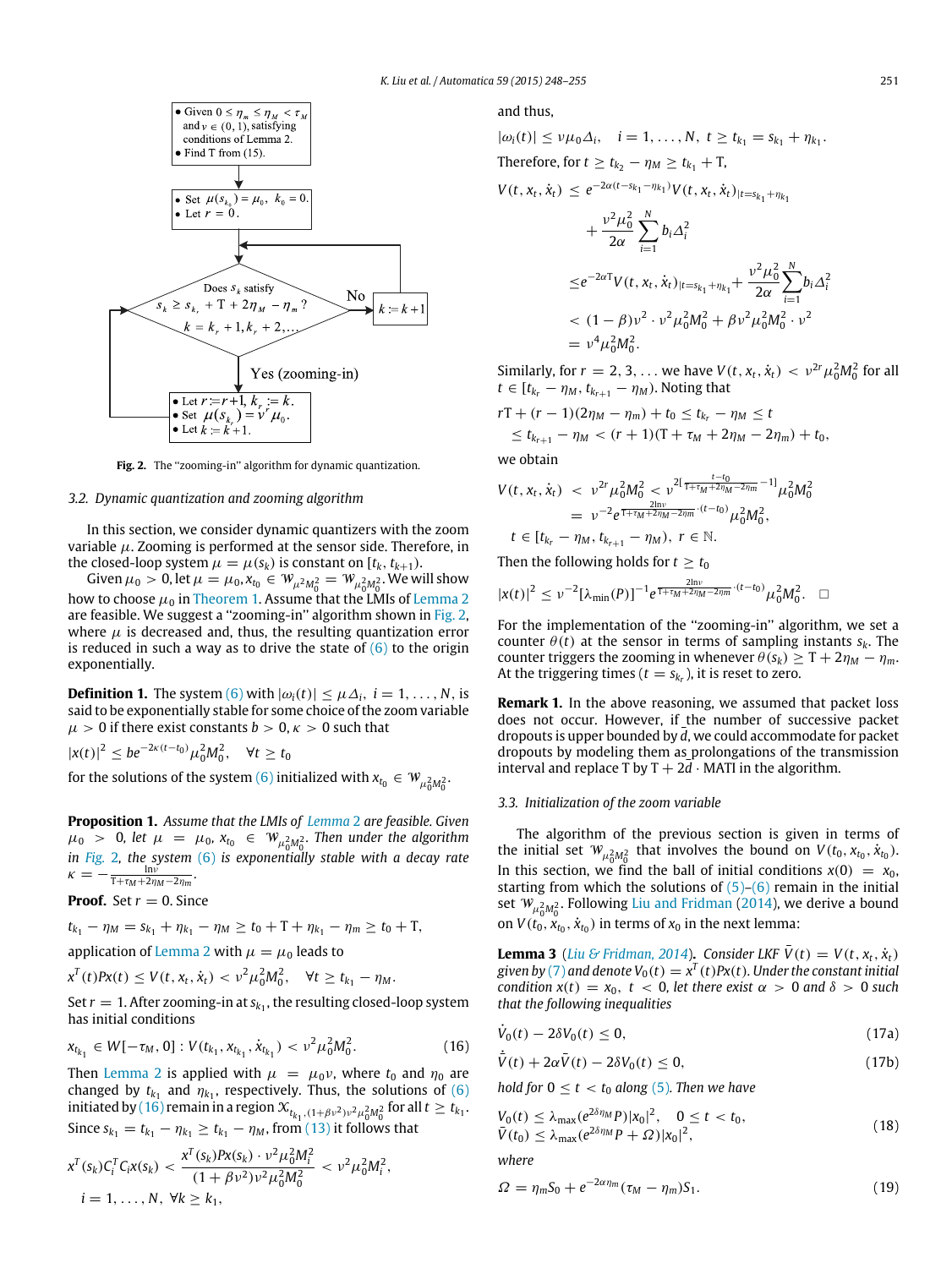- Given $0 \le \eta_m \le \eta_M < \tau_M$ and $\nu \in (0,1)$, satisfying conditions of Lemma 2.
- Find T from (15).

- Set $\mu(s_{k_0}) = \mu_0$, $k_0 = 0$.
- Let $r = 0$.

Does $s_k$ satisfy $s_k \ge s_{k_r} + \mathrm{T} + 2\eta_M - \eta_m$ ? $k = k_r+1, k_r+2, \ldots$

No: $k := k+1$

Yes (zooming-in):

- Let $r := r+1$, $k_r := k$.
- Set $\mu(s_{k_r}) = \nu^r \mu_0$.
- Let $k := k+1$.

**Fig. 2.** The "zooming-in" algorithm for dynamic quantization.

### 3.2. Dynamic quantization and zooming algorithm

In this section, we consider dynamic quantizers with the zoom variable $\mu$. Zooming is performed at the sensor side. Therefore, in the closed-loop system $\mu = \mu(s_k)$ is constant on $[t_k, t_{k+1})$.

Given $\mu_0 > 0$, let $\mu = \mu_0, x_{t_0} \in \mathcal{W}_{\mu^2 M_0^2} = \mathcal{W}_{\mu_0^2 M_0^2}$. We will show how to choose $\mu_0$ in Theorem 1. Assume that the LMIs of Lemma 2 are feasible. We suggest a "zooming-in" algorithm shown in Fig. 2, where $\mu$ is decreased and, thus, the resulting quantization error is reduced in such a way as to drive the state of (6) to the origin exponentially.

**Definition 1.** The system (6) with $|\omega_i(t)| \le \mu \Delta_i$, $i = 1, \ldots, N$, is said to be exponentially stable for some choice of the zoom variable $\mu > 0$ if there exist constants $b > 0$, $\kappa > 0$ such that

$$|x(t)|^2 \le b e^{-2\kappa(t-t_0)} \mu_0^2 M_0^2, \quad \forall t \ge t_0$$

for the solutions of the system (6) initialized with $x_{t_0} \in \mathcal{W}_{\mu_0^2 M_0^2}$.

**Proposition 1.** *Assume that the LMIs of Lemma 2 are feasible. Given $\mu_0 > 0$, let $\mu = \mu_0$, $x_{t_0} \in \mathcal{W}_{\mu_0^2 M_0^2}$. Then under the algorithm in Fig. 2, the system (6) is exponentially stable with a decay rate $\kappa = -\frac{\ln \nu}{\mathrm{T}+\tau_M+2\eta_M-2\eta_m}$.*

**Proof.** Set $r = 0$. Since

$$t_{k_1} - \eta_M = s_{k_1} + \eta_{k_1} - \eta_M \ge t_0 + \mathrm{T} + \eta_{k_1} - \eta_m \ge t_0 + \mathrm{T},$$

application of Lemma 2 with $\mu = \mu_0$ leads to

$$x^T(t) P x(t) \le V(t, x_t, \dot{x}_t) < \nu^2 \mu_0^2 M_0^2, \quad \forall t \ge t_{k_1} - \eta_M.$$

Set $r = 1$. After zooming-in at $s_{k_1}$, the resulting closed-loop system has initial conditions

$$x_{t_{k_1}} \in W[-\tau_M, 0] : V(t_{k_1}, x_{t_{k_1}}, \dot{x}_{t_{k_1}}) < \nu^2 \mu_0^2 M_0^2. \tag{16}$$

Then Lemma 2 is applied with $\mu = \mu_0 \nu$, where $t_0$ and $\eta_0$ are changed by $t_{k_1}$ and $\eta_{k_1}$, respectively. Thus, the solutions of (6) initiated by (16) remain in a region $\mathcal{X}_{t_{k_1},(1+\beta\nu^2)\nu^2\mu_0^2 M_0^2}$ for all $t \ge t_{k_1}$. Since $s_{k_1} = t_{k_1} - \eta_{k_1} \ge t_{k_1} - \eta_M$, from (13) it follows that

$$x^T(s_k) C_i^T C_i x(s_k) < \frac{x^T(s_k) P x(s_k) \cdot \nu^2 \mu_0^2 M_i^2}{(1+\beta\nu^2)\nu^2\mu_0^2 M_0^2} < \nu^2 \mu_0^2 M_i^2,$$
$$i = 1, \ldots, N, \ \forall k \ge k_1,$$

and thus,

$$|\omega_i(t)| \le \nu \mu_0 \Delta_i, \quad i = 1, \ldots, N, \ t \ge t_{k_1} = s_{k_1} + \eta_{k_1}.$$

Therefore, for $t \ge t_{k_2} - \eta_M \ge t_{k_1} + \mathrm{T}$,

$$
\begin{aligned}
V(t, x_t, \dot{x}_t) &\le e^{-2\alpha(t-s_{k_1}-\eta_{k_1})} V(t, x_t, \dot{x}_t)_{|t=s_{k_1}+\eta_{k_1}} \\
&\quad + \frac{\nu^2 \mu_0^2}{2\alpha} \sum_{i=1}^N b_i \Delta_i^2 \\
&\le e^{-2\alpha \mathrm{T}} V(t, x_t, \dot{x}_t)_{|t=s_{k_1}+\eta_{k_1}} + \frac{\nu^2\mu_0^2}{2\alpha} \sum_{i=1}^N b_i \Delta_i^2 \\
&< (1-\beta)\nu^2 \cdot \nu^2 \mu_0^2 M_0^2 + \beta \nu^2 \mu_0^2 M_0^2 \cdot \nu^2 \\
&= \nu^4 \mu_0^2 M_0^2.
\end{aligned}
$$

Similarly, for $r = 2, 3, \ldots$ we have $V(t, x_t, \dot{x}_t) < \nu^{2r} \mu_0^2 M_0^2$ for all $t \in [t_{k_r} - \eta_M, t_{k_{r+1}} - \eta_M)$. Noting that

$$
\begin{aligned}
r\mathrm{T} + (r-1)(2\eta_M - \eta_m) + t_0 &\le t_{k_r} - \eta_M \le t \\
&\le t_{k_{r+1}} - \eta_M < (r+1)(\mathrm{T} + \tau_M + 2\eta_M - 2\eta_m) + t_0,
\end{aligned}
$$

we obtain

$$
\begin{aligned}
V(t, x_t, \dot{x}_t) &< \nu^{2r} \mu_0^2 M_0^2 < \nu^{2\left[\frac{t-t_0}{\mathrm{T}+\tau_M+2\eta_M-2\eta_m} - 1\right]} \mu_0^2 M_0^2 \\
&= \nu^{-2} e^{\frac{2\ln\nu}{\mathrm{T}+\tau_M+2\eta_M-2\eta_m}\cdot(t-t_0)} \mu_0^2 M_0^2, \\
&\quad t \in [t_{k_r} - \eta_M, t_{k_{r+1}} - \eta_M), \ r \in \mathbb{N}.
\end{aligned}
$$

Then the following holds for $t \ge t_0$

$$|x(t)|^2 \le \nu^{-2} [\lambda_{\min}(P)]^{-1} e^{\frac{2\ln\nu}{\mathrm{T}+\tau_M+2\eta_M-2\eta_m}\cdot(t-t_0)} \mu_0^2 M_0^2. \quad \square$$

For the implementation of the "zooming-in" algorithm, we set a counter $\theta(t)$ at the sensor in terms of sampling instants $s_k$. The counter triggers the zooming in whenever $\theta(s_k) \ge \mathrm{T} + 2\eta_M - \eta_m$. At the triggering times ($t = s_{k_r}$), it is reset to zero.

**Remark 1.** In the above reasoning, we assumed that packet loss does not occur. However, if the number of successive packet dropouts is upper bounded by $\bar{d}$, we could accommodate for packet dropouts by modeling them as prolongations of the transmission interval and replace T by $\mathrm{T} + 2\bar{d} \cdot$ MATI in the algorithm.

### 3.3. Initialization of the zoom variable

The algorithm of the previous section is given in terms of the initial set $\mathcal{W}_{\mu_0^2 M_0^2}$ that involves the bound on $V(t_0, x_{t_0}, \dot{x}_{t_0})$. In this section, we find the ball of initial conditions $x(0) = x_0$, starting from which the solutions of (5)–(6) remain in the initial set $\mathcal{W}_{\mu_0^2 M_0^2}$. Following Liu and Fridman (2014), we derive a bound on $V(t_0, x_{t_0}, \dot{x}_{t_0})$ in terms of $x_0$ in the next lemma:

**Lemma 3** (Liu & Fridman, 2014). *Consider LKF $\bar{V}(t) = V(t, x_t, \dot{x}_t)$ given by (7) and denote $V_0(t) = x^T(t) P x(t)$. Under the constant initial condition $x(t) = x_0$, $t < 0$, let there exist $\alpha > 0$ and $\delta > 0$ such that the following inequalities*

$$\dot{V}_0(t) - 2\delta V_0(t) \le 0, \tag{17a}$$

$$\dot{\bar{V}}(t) + 2\alpha \bar{V}(t) - 2\delta V_0(t) \le 0, \tag{17b}$$

*hold for $0 \le t < t_0$ along (5). Then we have*

$$
\begin{aligned}
V_0(t) &\le \lambda_{\max}(e^{2\delta\eta_M} P)|x_0|^2, \quad 0 \le t < t_0, \\
\bar{V}(t_0) &\le \lambda_{\max}(e^{2\delta\eta_M} P + \Omega)|x_0|^2,
\end{aligned} \tag{18}
$$

*where*

$$\Omega = \eta_m S_0 + e^{-2\alpha\eta_m}(\tau_M - \eta_m) S_1. \tag{19}$$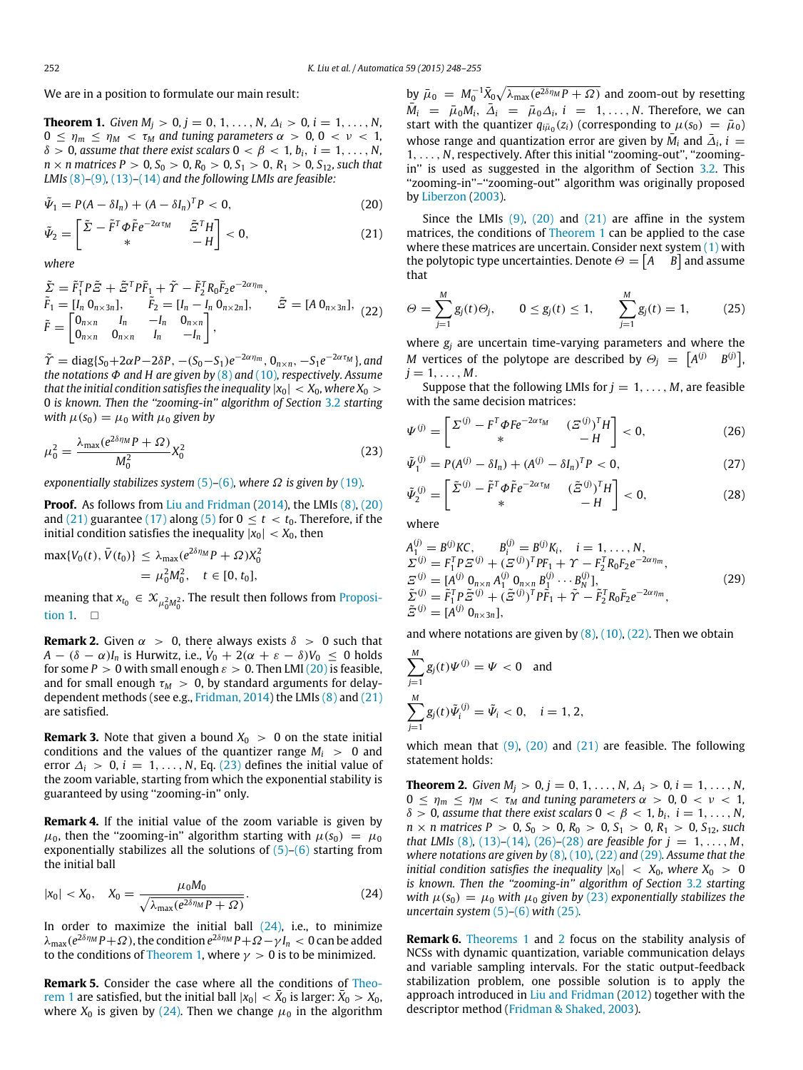We are in a position to formulate our main result:

**Theorem 1.** *Given $M_j > 0, j = 0, 1, \ldots, N$, $\Delta_i > 0, i = 1, \ldots, N$, $0 \le \eta_m \le \eta_M < \tau_M$ and tuning parameters $\alpha > 0$, $0 < \nu < 1$, $\delta > 0$, assume that there exist scalars $0 < \beta < 1$, $b_i$, $i = 1, \ldots, N$, $n \times n$ matrices $P > 0$, $S_0 > 0$, $R_0 > 0$, $S_1 > 0$, $R_1 > 0$, $S_{12}$, such that LMIs (8)–(9), (13)–(14) and the following LMIs are feasible:*

$$\bar{\Psi}_1 = P(A - \delta I_n) + (A - \delta I_n)^T P < 0, \tag{20}$$

$$\bar{\Psi}_2 = \begin{bmatrix} \bar{\Sigma} - \bar{F}^T \Phi \bar{F} e^{-2\alpha\tau_M} & \bar{\Xi}^T H \\ * & -H \end{bmatrix} < 0, \tag{21}$$

*where*

$$\begin{aligned}
&\bar{\Sigma} = \bar{F}_1^T P \bar{\Xi} + \bar{\Xi}^T P \bar{F}_1 + \bar{\Upsilon} - \bar{F}_2^T R_0 \bar{F}_2 e^{-2\alpha\eta_m}, \\
&\bar{F}_1 = [I_n \; 0_{n\times 3n}], \qquad \bar{F}_2 = [I_n - I_n \; 0_{n\times 2n}], \qquad \bar{\Xi} = [A \; 0_{n\times 3n}], \\
&\bar{F} = \begin{bmatrix} 0_{n\times n} & I_n & -I_n & 0_{n\times n} \\ 0_{n\times n} & 0_{n\times n} & I_n & -I_n \end{bmatrix},
\end{aligned} \tag{22}$$

*$\bar{\Upsilon} = \mathrm{diag}\{S_0 + 2\alpha P - 2\delta P, -(S_0 - S_1)e^{-2\alpha\eta_m}, 0_{n\times n}, -S_1 e^{-2\alpha\tau_M}\}$, and the notations $\Phi$ and $H$ are given by (8) and (10), respectively. Assume that the initial condition satisfies the inequality $|x_0| < X_0$, where $X_0 > 0$ is known. Then the "zooming-in" algorithm of Section 3.2 starting with $\mu(s_0) = \mu_0$ with $\mu_0$ given by*

$$\mu_0^2 = \frac{\lambda_{\max}(e^{2\delta\eta_M} P + \Omega)}{M_0^2} X_0^2 \tag{23}$$

*exponentially stabilizes system (5)–(6), where $\Omega$ is given by (19).*

**Proof.** As follows from Liu and Fridman (2014), the LMIs (8), (20) and (21) guarantee (17) along (5) for $0 \le t < t_0$. Therefore, if the initial condition satisfies the inequality $|x_0| < X_0$, then

$$\begin{aligned}
\max\{V_0(t), \bar{V}(t_0)\} &\le \lambda_{\max}(e^{2\delta\eta_M} P + \Omega) X_0^2 \\
&= \mu_0^2 M_0^2, \quad t \in [0, t_0],
\end{aligned}$$

meaning that $x_{t_0} \in \mathcal{X}_{\mu_0^2 M_0^2}$. The result then follows from Proposition 1. □

**Remark 2.** Given $\alpha > 0$, there always exists $\delta > 0$ such that $A - (\delta - \alpha)I_n$ is Hurwitz, i.e., $\dot{V}_0 + 2(\alpha + \varepsilon - \delta)V_0 \le 0$ holds for some $P > 0$ with small enough $\varepsilon > 0$. Then LMI (20) is feasible, and for small enough $\tau_M > 0$, by standard arguments for delay-dependent methods (see e.g., Fridman, 2014) the LMIs (8) and (21) are satisfied.

**Remark 3.** Note that given a bound $X_0 > 0$ on the state initial conditions and the values of the quantizer range $M_i > 0$ and error $\Delta_i > 0$, $i = 1, \ldots, N$, Eq. (23) defines the initial value of the zoom variable, starting from which the exponential stability is guaranteed by using "zooming-in" only.

**Remark 4.** If the initial value of the zoom variable is given by $\mu_0$, then the "zooming-in" algorithm starting with $\mu(s_0) = \mu_0$ exponentially stabilizes all the solutions of (5)–(6) starting from the initial ball

$$|x_0| < X_0, \quad X_0 = \frac{\mu_0 M_0}{\sqrt{\lambda_{\max}(e^{2\delta\eta_M} P + \Omega)}}. \tag{24}$$

In order to maximize the initial ball (24), i.e., to minimize $\lambda_{\max}(e^{2\delta\eta_M} P + \Omega)$, the condition $e^{2\delta\eta_M} P + \Omega - \gamma I_n < 0$ can be added to the conditions of Theorem 1, where $\gamma > 0$ is to be minimized.

**Remark 5.** Consider the case where all the conditions of Theorem 1 are satisfied, but the initial ball $|x_0| < \bar{X}_0$ is larger: $\bar{X}_0 > X_0$, where $X_0$ is given by (24). Then we change $\mu_0$ in the algorithm by $\bar{\mu}_0 = M_0^{-1} \bar{X}_0 \sqrt{\lambda_{\max}(e^{2\delta\eta_M} P + \Omega)}$ and zoom-out by resetting $\bar{M}_i = \bar{\mu}_0 M_i$, $\bar{\Delta}_i = \bar{\mu}_0 \Delta_i$, $i = 1, \ldots, N$. Therefore, we can start with the quantizer $q_{i\bar{\mu}_0}(z_i)$ (corresponding to $\mu(s_0) = \bar{\mu}_0$) whose range and quantization error are given by $\bar{M}_i$ and $\bar{\Delta}_i$, $i = 1, \ldots, N$, respectively. After this initial "zooming-out", "zooming-in" is used as suggested in the algorithm of Section 3.2. This "zooming-in"–"zooming-out" algorithm was originally proposed by Liberzon (2003).

Since the LMIs (9), (20) and (21) are affine in the system matrices, the conditions of Theorem 1 can be applied to the case where these matrices are uncertain. Consider next system (1) with the polytopic type uncertainties. Denote $\Theta = [A \quad B]$ and assume that

$$\Theta = \sum_{j=1}^{M} g_j(t)\Theta_j, \qquad 0 \le g_j(t) \le 1, \qquad \sum_{j=1}^{M} g_j(t) = 1, \tag{25}$$

where $g_j$ are uncertain time-varying parameters and where the $M$ vertices of the polytope are described by $\Theta_j = [A^{(j)} \quad B^{(j)}]$, $j = 1, \ldots, M$.

Suppose that the following LMIs for $j = 1, \ldots, M$, are feasible with the same decision matrices:

$$\Psi^{(j)} = \begin{bmatrix} \Sigma^{(j)} - F^T \Phi F e^{-2\alpha\tau_M} & (\Xi^{(j)})^T H \\ * & -H \end{bmatrix} < 0, \tag{26}$$

$$\bar{\Psi}_1^{(j)} = P(A^{(j)} - \delta I_n) + (A^{(j)} - \delta I_n)^T P < 0, \tag{27}$$

$$\bar{\Psi}_2^{(j)} = \begin{bmatrix} \bar{\Sigma}^{(j)} - \bar{F}^T \Phi \bar{F} e^{-2\alpha\tau_M} & (\bar{\Xi}^{(j)})^T H \\ * & -H \end{bmatrix} < 0, \tag{28}$$

where

$$\begin{aligned}
&A_1^{(j)} = B^{(j)} K C, \qquad B_i^{(j)} = B^{(j)} K_i, \quad i = 1, \ldots, N, \\
&\Sigma^{(j)} = F_1^T P \Xi^{(j)} + (\Xi^{(j)})^T P F_1 + \Upsilon - F_2^T R_0 F_2 e^{-2\alpha\eta_m}, \\
&\Xi^{(j)} = [A^{(j)} \; 0_{n\times n} \; A_1^{(j)} \; 0_{n\times n} \; B_1^{(j)} \cdots B_N^{(j)}], \\
&\bar{\Sigma}^{(j)} = \bar{F}_1^T P \bar{\Xi}^{(j)} + (\bar{\Xi}^{(j)})^T P \bar{F}_1 + \bar{\Upsilon} - \bar{F}_2^T R_0 \bar{F}_2 e^{-2\alpha\eta_m}, \\
&\bar{\Xi}^{(j)} = [A^{(j)} \; 0_{n\times 3n}],
\end{aligned} \tag{29}$$

and where notations are given by (8), (10), (22). Then we obtain

$$\sum_{j=1}^{M} g_j(t)\Psi^{(j)} = \Psi < 0 \quad \text{and}$$

$$\sum_{j=1}^{M} g_j(t)\bar{\Psi}_i^{(j)} = \bar{\Psi}_i < 0, \qquad i = 1, 2,$$

which mean that (9), (20) and (21) are feasible. The following statement holds:

**Theorem 2.** *Given $M_j > 0, j = 0, 1, \ldots, N$, $\Delta_i > 0, i = 1, \ldots, N$, $0 \le \eta_m \le \eta_M < \tau_M$ and tuning parameters $\alpha > 0$, $0 < \nu < 1$, $\delta > 0$, assume that there exist scalars $0 < \beta < 1$, $b_i$, $i = 1, \ldots, N$, $n \times n$ matrices $P > 0$, $S_0 > 0$, $R_0 > 0$, $S_1 > 0$, $R_1 > 0$, $S_{12}$, such that LMIs (8), (13)–(14), (26)–(28) are feasible for $j = 1, \ldots, M$, where notations are given by (8), (10), (22) and (29). Assume that the initial condition satisfies the inequality $|x_0| < X_0$, where $X_0 > 0$ is known. Then the "zooming-in" algorithm of Section 3.2 starting with $\mu(s_0) = \mu_0$ with $\mu_0$ given by (23) exponentially stabilizes the uncertain system (5)–(6) with (25).*

**Remark 6.** Theorems 1 and 2 focus on the stability analysis of NCSs with dynamic quantization, variable communication delays and variable sampling intervals. For the static output-feedback stabilization problem, one possible solution is to apply the approach introduced in Liu and Fridman (2012) together with the descriptor method (Fridman & Shaked, 2003).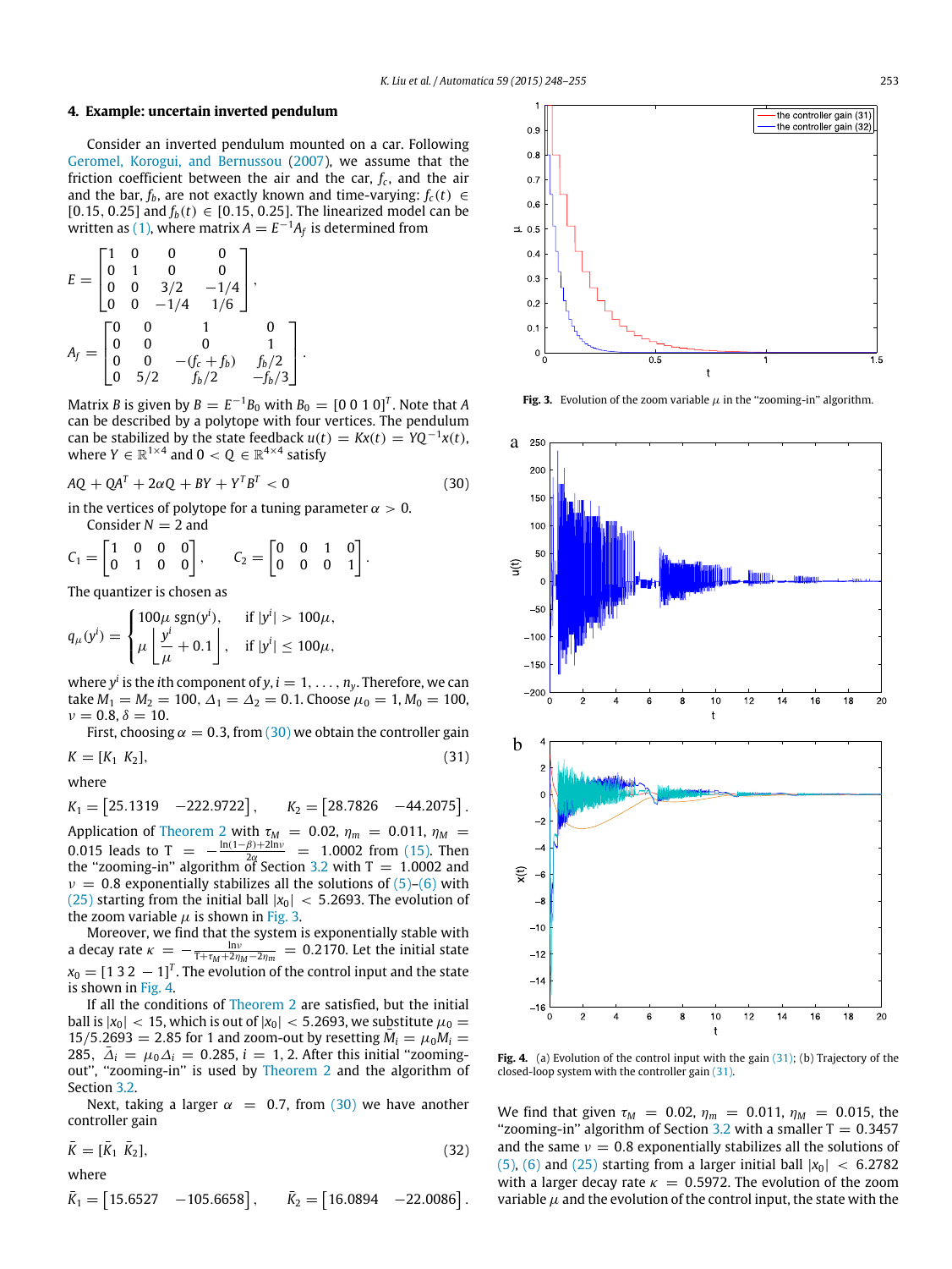## 4. Example: uncertain inverted pendulum

Consider an inverted pendulum mounted on a car. Following Geromel, Korogui, and Bernussou (2007), we assume that the friction coefficient between the air and the car, $f_c$, and the air and the bar, $f_b$, are not exactly known and time-varying: $f_c(t) \in [0.15, 0.25]$ and $f_b(t) \in [0.15, 0.25]$. The linearized model can be written as (1), where matrix $A = E^{-1}A_f$ is determined from

$$E = \begin{bmatrix} 1 & 0 & 0 & 0 \\ 0 & 1 & 0 & 0 \\ 0 & 0 & 3/2 & -1/4 \\ 0 & 0 & -1/4 & 1/6 \end{bmatrix},$$

$$A_f = \begin{bmatrix} 0 & 0 & 1 & 0 \\ 0 & 0 & 0 & 1 \\ 0 & 0 & -(f_c + f_b) & f_b/2 \\ 0 & 5/2 & f_b/2 & -f_b/3 \end{bmatrix}.$$

Matrix $B$ is given by $B = E^{-1}B_0$ with $B_0 = [0\ 0\ 1\ 0]^T$. Note that $A$ can be described by a polytope with four vertices. The pendulum can be stabilized by the state feedback $u(t) = Kx(t) = YQ^{-1}x(t)$, where $Y \in \mathbb{R}^{1\times 4}$ and $0 < Q \in \mathbb{R}^{4\times 4}$ satisfy

$$AQ + QA^T + 2\alpha Q + BY + Y^T B^T < 0 \tag{30}$$

in the vertices of polytope for a tuning parameter $\alpha > 0$.

Consider $N = 2$ and

$$C_1 = \begin{bmatrix} 1 & 0 & 0 & 0 \\ 0 & 1 & 0 & 0 \end{bmatrix}, \qquad C_2 = \begin{bmatrix} 0 & 0 & 1 & 0 \\ 0 & 0 & 0 & 1 \end{bmatrix}.$$

The quantizer is chosen as

$$q_\mu(y^i) = \begin{cases} 100\mu\ \mathrm{sgn}(y^i), & \text{if } |y^i| > 100\mu, \\ \mu \left\lfloor \dfrac{y^i}{\mu} + 0.1 \right\rfloor, & \text{if } |y^i| \le 100\mu, \end{cases}$$

where $y^i$ is the $i$th component of $y$, $i = 1, \dots, n_y$. Therefore, we can take $M_1 = M_2 = 100$, $\Delta_1 = \Delta_2 = 0.1$. Choose $\mu_0 = 1$, $M_0 = 100$, $\nu = 0.8$, $\delta = 10$.

First, choosing $\alpha = 0.3$, from (30) we obtain the controller gain

$$K = [K_1\ \ K_2], \tag{31}$$

where

$$K_1 = \begin{bmatrix} 25.1319 & -222.9722 \end{bmatrix}, \qquad K_2 = \begin{bmatrix} 28.7826 & -44.2075 \end{bmatrix}.$$

Application of Theorem 2 with $\tau_M = 0.02$, $\eta_m = 0.011$, $\eta_M = 0.015$ leads to $\mathrm{T} = -\frac{\ln(1-\beta)+2\ln\nu}{2\alpha} = 1.0002$ from (15). Then the "zooming-in" algorithm of Section 3.2 with $\mathrm{T} = 1.0002$ and $\nu = 0.8$ exponentially stabilizes all the solutions of (5)–(6) with (25) starting from the initial ball $|x_0| < 5.2693$. The evolution of the zoom variable $\mu$ is shown in Fig. 3.

Moreover, we find that the system is exponentially stable with a decay rate $\kappa = -\frac{\ln\nu}{\mathrm{T}+\tau_M+2\eta_M-2\eta_m} = 0.2170$. Let the initial state $x_0 = [1\ 3\ 2\ -1]^T$. The evolution of the control input and the state is shown in Fig. 4.

If all the conditions of Theorem 2 are satisfied, but the initial ball is $|x_0| < 15$, which is out of $|x_0| < 5.2693$, we substitute $\mu_0 = 15/5.2693 = 2.85$ for 1 and zoom-out by resetting $\bar{M}_i = \mu_0 M_i = 285$, $\bar{\Delta}_i = \mu_0\Delta_i = 0.285$, $i = 1, 2$. After this initial "zooming-out", "zooming-in" is used by Theorem 2 and the algorithm of Section 3.2.

Next, taking a larger $\alpha = 0.7$, from (30) we have another controller gain

$$\bar{K} = [\bar{K}_1\ \ \bar{K}_2], \tag{32}$$

where

$$\bar{K}_1 = \begin{bmatrix} 15.6527 & -105.6658 \end{bmatrix}, \qquad \bar{K}_2 = \begin{bmatrix} 16.0894 & -22.0086 \end{bmatrix}.$$

**Fig. 3.** Evolution of the zoom variable $\mu$ in the "zooming-in" algorithm.

**Fig. 4.** (a) Evolution of the control input with the gain (31); (b) Trajectory of the closed-loop system with the controller gain (31).

We find that given $\tau_M = 0.02$, $\eta_m = 0.011$, $\eta_M = 0.015$, the "zooming-in" algorithm of Section 3.2 with a smaller $\mathrm{T} = 0.3457$ and the same $\nu = 0.8$ exponentially stabilizes all the solutions of (5), (6) and (25) starting from a larger initial ball $|x_0| < 6.2782$ with a larger decay rate $\kappa = 0.5972$. The evolution of the zoom variable $\mu$ and the evolution of the control input, the state with the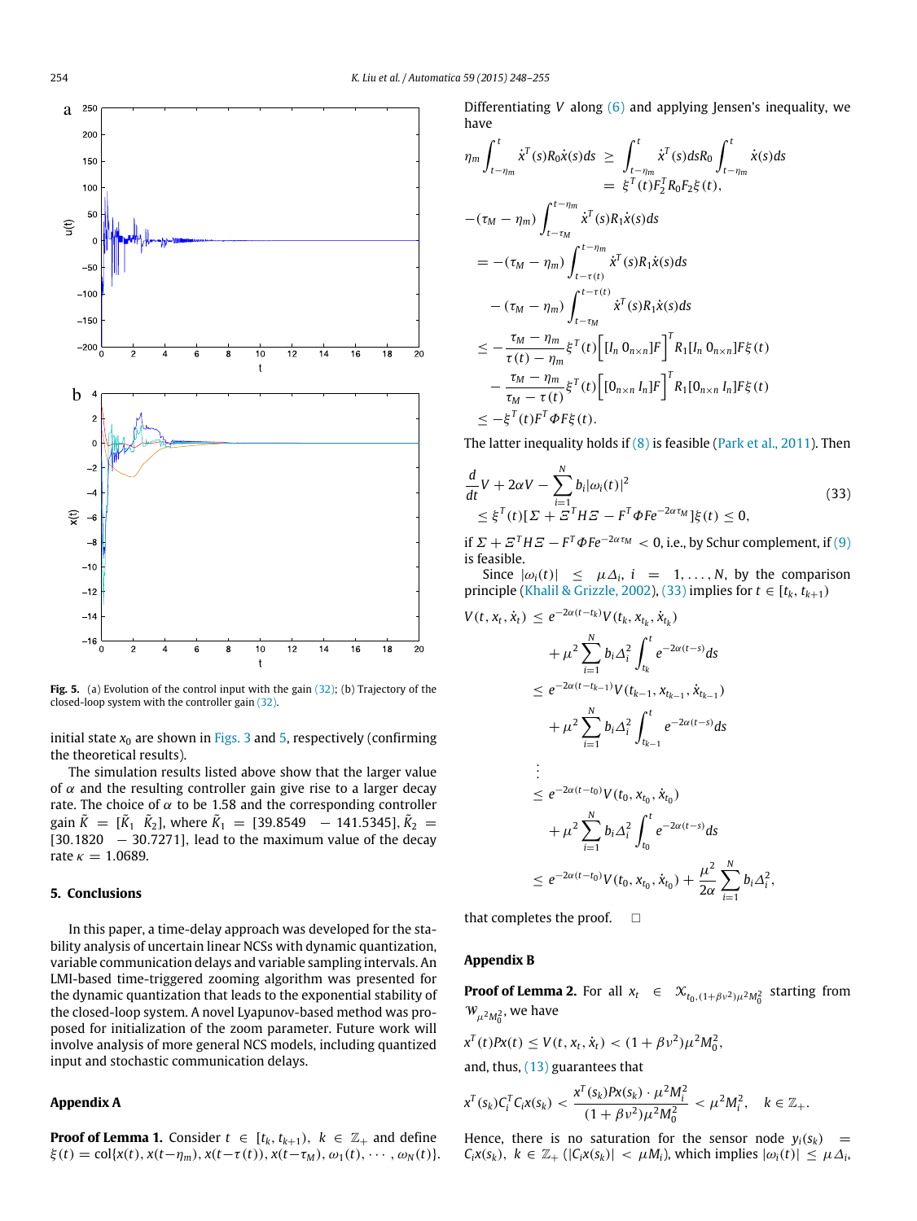**Fig. 5.** (a) Evolution of the control input with the gain (32); (b) Trajectory of the closed-loop system with the controller gain (32).

initial state $x_0$ are shown in Figs. 3 and 5, respectively (confirming the theoretical results).

The simulation results listed above show that the larger value of $\alpha$ and the resulting controller gain give rise to a larger decay rate. The choice of $\alpha$ to be 1.58 and the corresponding controller gain $\tilde{K} = [\tilde{K}_1 \;\; \tilde{K}_2]$, where $\tilde{K}_1 = [39.8549 \;\; -141.5345]$, $\tilde{K}_2 = [30.1820 \;\; -30.7271]$, lead to the maximum value of the decay rate $\kappa = 1.0689$.

## 5. Conclusions

In this paper, a time-delay approach was developed for the stability analysis of uncertain linear NCSs with dynamic quantization, variable communication delays and variable sampling intervals. An LMI-based time-triggered zooming algorithm was presented for the dynamic quantization that leads to the exponential stability of the closed-loop system. A novel Lyapunov-based method was proposed for initialization of the zoom parameter. Future work will involve analysis of more general NCS models, including quantized input and stochastic communication delays.

## Appendix A

**Proof of Lemma 1.** Consider $t \in [t_k, t_{k+1})$, $k \in \mathbb{Z}_+$ and define $\xi(t) = \mathrm{col}\{x(t), x(t-\eta_m), x(t-\tau(t)), x(t-\tau_M), \omega_1(t), \cdots, \omega_N(t)\}$. Differentiating $V$ along (6) and applying Jensen's inequality, we have

$$
\begin{aligned}
\eta_m \int_{t-\eta_m}^{t} \dot{x}^T(s) R_0 \dot{x}(s) ds &\geq \int_{t-\eta_m}^{t} \dot{x}^T(s) ds R_0 \int_{t-\eta_m}^{t} \dot{x}(s) ds \\
&= \xi^T(t) F_2^T R_0 F_2 \xi(t),
\end{aligned}
$$

$$
\begin{aligned}
&-(\tau_M - \eta_m) \int_{t-\tau_M}^{t-\eta_m} \dot{x}^T(s) R_1 \dot{x}(s) ds \\
&= -(\tau_M - \eta_m) \int_{t-\tau(t)}^{t-\eta_m} \dot{x}^T(s) R_1 \dot{x}(s) ds \\
&\quad - (\tau_M - \eta_m) \int_{t-\tau_M}^{t-\tau(t)} \dot{x}^T(s) R_1 \dot{x}(s) ds \\
&\leq -\frac{\tau_M - \eta_m}{\tau(t) - \eta_m} \xi^T(t) \Big[ [I_n \; 0_{n\times n}] F \Big]^T R_1 [I_n \; 0_{n\times n}] F \xi(t) \\
&\quad - \frac{\tau_M - \eta_m}{\tau_M - \tau(t)} \xi^T(t) \Big[ [0_{n\times n} \; I_n] F \Big]^T R_1 [0_{n\times n} \; I_n] F \xi(t) \\
&\leq -\xi^T(t) F^T \Phi F \xi(t).
\end{aligned}
$$

The latter inequality holds if (8) is feasible (Park et al., 2011). Then

$$
\begin{aligned}
&\frac{d}{dt} V + 2\alpha V - \sum_{i=1}^{N} b_i |\omega_i(t)|^2 \\
&\leq \xi^T(t) [\Sigma + \Xi^T H \Xi - F^T \Phi F e^{-2\alpha \tau_M}] \xi(t) \leq 0,
\end{aligned}
\tag{33}
$$

if $\Sigma + \Xi^T H \Xi - F^T \Phi F e^{-2\alpha\tau_M} < 0$, i.e., by Schur complement, if (9) is feasible.

Since $|\omega_i(t)| \leq \mu \Delta_i$, $i = 1, \ldots, N$, by the comparison principle (Khalil & Grizzle, 2002), (33) implies for $t \in [t_k, t_{k+1})$

$$
\begin{aligned}
V(t, x_t, \dot{x}_t) &\leq e^{-2\alpha(t-t_k)} V(t_k, x_{t_k}, \dot{x}_{t_k}) \\
&\quad + \mu^2 \sum_{i=1}^{N} b_i \Delta_i^2 \int_{t_k}^{t} e^{-2\alpha(t-s)} ds \\
&\leq e^{-2\alpha(t-t_{k-1})} V(t_{k-1}, x_{t_{k-1}}, \dot{x}_{t_{k-1}}) \\
&\quad + \mu^2 \sum_{i=1}^{N} b_i \Delta_i^2 \int_{t_{k-1}}^{t} e^{-2\alpha(t-s)} ds \\
&\;\;\vdots \\
&\leq e^{-2\alpha(t-t_0)} V(t_0, x_{t_0}, \dot{x}_{t_0}) \\
&\quad + \mu^2 \sum_{i=1}^{N} b_i \Delta_i^2 \int_{t_0}^{t} e^{-2\alpha(t-s)} ds \\
&\leq e^{-2\alpha(t-t_0)} V(t_0, x_{t_0}, \dot{x}_{t_0}) + \frac{\mu^2}{2\alpha} \sum_{i=1}^{N} b_i \Delta_i^2,
\end{aligned}
$$

that completes the proof. $\square$

## Appendix B

**Proof of Lemma 2.** For all $x_t \in \mathcal{X}_{t_0,(1+\beta\nu^2)\mu^2 M_0^2}$ starting from $\mathcal{W}_{\mu^2 M_0^2}$, we have

$$
x^T(t) P x(t) \leq V(t, x_t, \dot{x}_t) < (1 + \beta\nu^2)\mu^2 M_0^2,
$$

and, thus, (13) guarantees that

$$
x^T(s_k) C_i^T C_i x(s_k) < \frac{x^T(s_k) P x(s_k) \cdot \mu^2 M_i^2}{(1+\beta\nu^2)\mu^2 M_0^2} < \mu^2 M_i^2, \quad k \in \mathbb{Z}_+.
$$

Hence, there is no saturation for the sensor node $y_i(s_k) = C_i x(s_k)$, $k \in \mathbb{Z}_+$ ($|C_i x(s_k)| < \mu M_i$), which implies $|\omega_i(t)| \leq \mu \Delta_i$,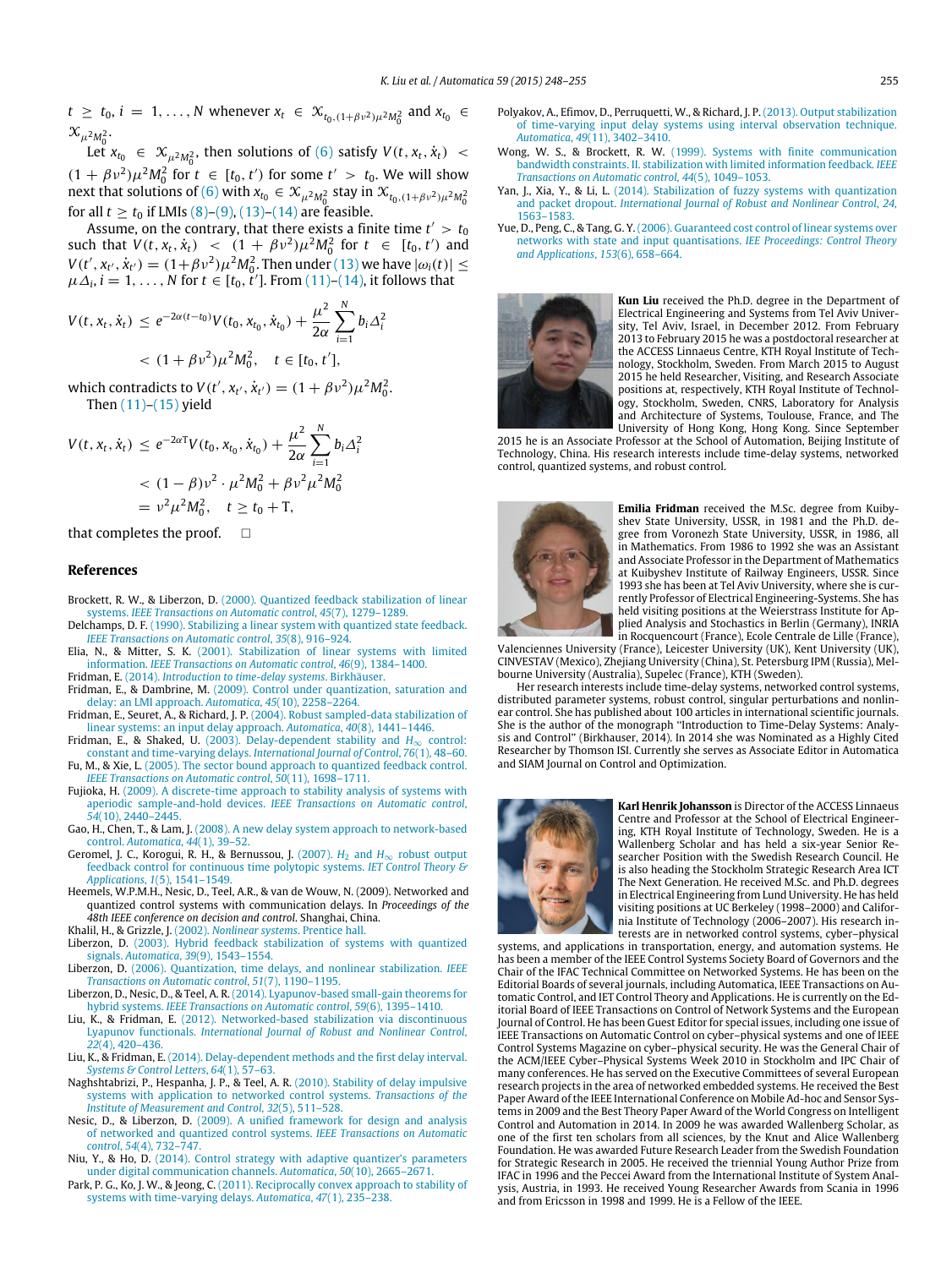$t \geq t_0$, $i = 1, \ldots, N$ whenever $x_t \in \mathcal{X}_{t_0,(1+\beta\nu^2)\mu^2 M_0^2}$ and $x_{t_0} \in \mathcal{X}_{\mu^2 M_0^2}$.

Let $x_{t_0} \in \mathcal{X}_{\mu^2 M_0^2}$, then solutions of (6) satisfy $V(t, x_t, \dot{x}_t) < (1 + \beta\nu^2)\mu^2 M_0^2$ for $t \in [t_0, t')$ for some $t' > t_0$. We will show next that solutions of (6) with $x_{t_0} \in \mathcal{X}_{\mu^2 M_0^2}$ stay in $\mathcal{X}_{t_0,(1+\beta\nu^2)\mu^2 M_0^2}$ for all $t \geq t_0$ if LMIs (8)–(9), (13)–(14) are feasible.

Assume, on the contrary, that there exists a finite time $t' > t_0$ such that $V(t, x_t, \dot{x}_t) < (1 + \beta\nu^2)\mu^2 M_0^2$ for $t \in [t_0, t')$ and $V(t', x_{t'}, \dot{x}_{t'}) = (1+\beta\nu^2)\mu^2 M_0^2$. Then under (13) we have $|\omega_i(t)| \leq \mu\Delta_i$, $i = 1, \ldots, N$ for $t \in [t_0, t']$. From (11)–(14), it follows that

$$V(t, x_t, \dot{x}_t) \leq e^{-2\alpha(t-t_0)} V(t_0, x_{t_0}, \dot{x}_{t_0}) + \frac{\mu^2}{2\alpha} \sum_{i=1}^{N} b_i \Delta_i^2$$
$$< (1 + \beta\nu^2)\mu^2 M_0^2, \quad t \in [t_0, t'],$$

which contradicts to $V(t', x_{t'}, \dot{x}_{t'}) = (1 + \beta\nu^2)\mu^2 M_0^2$.

Then (11)–(15) yield

$$V(t, x_t, \dot{x}_t) \leq e^{-2\alpha \mathrm{T}} V(t_0, x_{t_0}, \dot{x}_{t_0}) + \frac{\mu^2}{2\alpha} \sum_{i=1}^{N} b_i \Delta_i^2$$
$$< (1 - \beta)\nu^2 \cdot \mu^2 M_0^2 + \beta\nu^2 \mu^2 M_0^2$$
$$= \nu^2 \mu^2 M_0^2, \quad t \geq t_0 + \mathrm{T},$$

that completes the proof. □

## References

Brockett, R. W., & Liberzon, D. (2000). Quantized feedback stabilization of linear systems. *IEEE Transactions on Automatic control*, *45*(7), 1279–1289.

Delchamps, D. F. (1990). Stabilizing a linear system with quantized state feedback. *IEEE Transactions on Automatic control*, *35*(8), 916–924.

Elia, N., & Mitter, S. K. (2001). Stabilization of linear systems with limited information. *IEEE Transactions on Automatic control*, *46*(9), 1384–1400.

Fridman, E. (2014). *Introduction to time-delay systems*. Birkhäuser.

Fridman, E., & Dambrine, M. (2009). Control under quantization, saturation and delay: an LMI approach. *Automatica*, *45*(10), 2258–2264.

Fridman, E., Seuret, A., & Richard, J. P. (2004). Robust sampled-data stabilization of linear systems: an input delay approach. *Automatica*, *40*(8), 1441–1446.

Fridman, E., & Shaked, U. (2003). Delay-dependent stability and $H_\infty$ control: constant and time-varying delays. *International Journal of Control*, *76*(1), 48–60.

Fu, M., & Xie, L. (2005). The sector bound approach to quantized feedback control. *IEEE Transactions on Automatic control*, *50*(11), 1698–1711.

Fujioka, H. (2009). A discrete-time approach to stability analysis of systems with aperiodic sample-and-hold devices. *IEEE Transactions on Automatic control*, *54*(10), 2440–2445.

Gao, H., Chen, T., & Lam, J. (2008). A new delay system approach to network-based control. *Automatica*, *44*(1), 39–52.

Geromel, J. C., Korogui, R. H., & Bernussou, J. (2007). $H_2$ and $H_\infty$ robust output feedback control for continuous time polytopic systems. *IET Control Theory & Applications*, *1*(5), 1541–1549.

Heemels, W.P.M.H., Nesic, D., Teel, A.R., & van de Wouw, N. (2009). Networked and quantized control systems with communication delays. In *Proceedings of the 48th IEEE conference on decision and control*. Shanghai, China.

Khalil, H., & Grizzle, J. (2002). *Nonlinear systems*. Prentice hall.

Liberzon, D. (2003). Hybrid feedback stabilization of systems with quantized signals. *Automatica*, *39*(9), 1543–1554.

Liberzon, D. (2006). Quantization, time delays, and nonlinear stabilization. *IEEE Transactions on Automatic control*, *51*(7), 1190–1195.

Liberzon, D., Nesic, D., & Teel, A. R. (2014). Lyapunov-based small-gain theorems for hybrid systems. *IEEE Transactions on Automatic control*, *59*(6), 1395–1410.

Liu, K., & Fridman, E. (2012). Networked-based stabilization via discontinuous Lyapunov functionals. *International Journal of Robust and Nonlinear Control*, *22*(4), 420–436.

Liu, K., & Fridman, E. (2014). Delay-dependent methods and the first delay interval. *Systems & Control Letters*, *64*(1), 57–63.

Naghshtabrizi, P., Hespanha, J. P., & Teel, A. R. (2010). Stability of delay impulsive systems with application to networked control systems. *Transactions of the Institute of Measurement and Control*, *32*(5), 511–528.

Nesic, D., & Liberzon, D. (2009). A unified framework for design and analysis of networked and quantized control systems. *IEEE Transactions on Automatic control*, *54*(4), 732–747.

Niu, Y., & Ho, D. (2014). Control strategy with adaptive quantizer's parameters under digital communication channels. *Automatica*, *50*(10), 2665–2671.

Park, P. G., Ko, J. W., & Jeong, C. (2011). Reciprocally convex approach to stability of systems with time-varying delays. *Automatica*, *47*(1), 235–238.

Polyakov, A., Efimov, D., Perruquetti, W., & Richard, J. P. (2013). Output stabilization of time-varying input delay systems using interval observation technique. *Automatica*, *49*(11), 3402–3410.

Wong, W. S., & Brockett, R. W. (1999). Systems with finite communication bandwidth constraints. II. stabilization with limited information feedback. *IEEE Transactions on Automatic control*, *44*(5), 1049–1053.

Yan, J., Xia, Y., & Li, L. (2014). Stabilization of fuzzy systems with quantization and packet dropout. *International Journal of Robust and Nonlinear Control*, *24*, 1563–1583.

Yue, D., Peng, C., & Tang, G. Y. (2006). Guaranteed cost control of linear systems over networks with state and input quantisations. *IEE Proceedings: Control Theory and Applications*, *153*(6), 658–664.

**Kun Liu** received the Ph.D. degree in the Department of Electrical Engineering and Systems from Tel Aviv University, Tel Aviv, Israel, in December 2012. From February 2013 to February 2015 he was a postdoctoral researcher at the ACCESS Linnaeus Centre, KTH Royal Institute of Technology, Stockholm, Sweden. From March 2015 to August 2015 he held Researcher, Visiting, and Research Associate positions at, respectively, KTH Royal Institute of Technology, Stockholm, Sweden, CNRS, Laboratory for Analysis and Architecture of Systems, Toulouse, France, and The University of Hong Kong, Hong Kong. Since September 2015 he is an Associate Professor at the School of Automation, Beijing Institute of Technology, China. His research interests include time-delay systems, networked control, quantized systems, and robust control.

**Emilia Fridman** received the M.Sc. degree from Kuibyshev State University, USSR, in 1981 and the Ph.D. degree from Voronezh State University, USSR, in 1986, all in Mathematics. From 1986 to 1992 she was an Assistant and Associate Professor in the Department of Mathematics at Kuibyshev Institute of Railway Engineers, USSR. Since 1993 she has been at Tel Aviv University, where she is currently Professor of Electrical Engineering-Systems. She has held visiting positions at the Weierstrass Institute for Applied Analysis and Stochastics in Berlin (Germany), INRIA in Rocquencourt (France), Ecole Centrale de Lille (France), Valenciennes University (France), Leicester University (UK), Kent University (UK), CINVESTAV (Mexico), Zhejiang University (China), St. Petersburg IPM (Russia), Melbourne University (Australia), Supelec (France), KTH (Sweden).

Her research interests include time-delay systems, networked control systems, distributed parameter systems, robust control, singular perturbations and nonlinear control. She has published about 100 articles in international scientific journals. She is the author of the monograph "Introduction to Time-Delay Systems: Analysis and Control" (Birkhauser, 2014). In 2014 she was Nominated as a Highly Cited Researcher by Thomson ISI. Currently she serves as Associate Editor in Automatica and SIAM Journal on Control and Optimization.

**Karl Henrik Johansson** is Director of the ACCESS Linnaeus Centre and Professor at the School of Electrical Engineering, KTH Royal Institute of Technology, Sweden. He is a Wallenberg Scholar and has held a six-year Senior Researcher Position with the Swedish Research Council. He is also heading the Stockholm Strategic Research Area ICT The Next Generation. He received M.Sc. and Ph.D. degrees in Electrical Engineering from Lund University. He has held visiting positions at UC Berkeley (1998–2000) and California Institute of Technology (2006–2007). His research interests are in networked control systems, cyber–physical systems, and applications in transportation, energy, and automation systems. He has been a member of the IEEE Control Systems Society Board of Governors and the Chair of the IFAC Technical Committee on Networked Systems. He has been on the Editorial Boards of several journals, including Automatica, IEEE Transactions on Automatic Control, and IET Control Theory and Applications. He is currently on the Editorial Board of IEEE Transactions on Control of Network Systems and the European Journal of Control. He has been Guest Editor for special issues, including one issue of IEEE Transactions on Automatic Control on cyber–physical systems and one of IEEE Control Systems Magazine on cyber–physical security. He was the General Chair of the ACM/IEEE Cyber–Physical Systems Week 2010 in Stockholm and IPC Chair of many conferences. He has served on the Executive Committees of several European research projects in the area of networked embedded systems. He received the Best Paper Award of the IEEE International Conference on Mobile Ad-hoc and Sensor Systems in 2009 and the Best Theory Paper Award of the World Congress on Intelligent Control and Automation in 2014. In 2009 he was awarded Wallenberg Scholar, as one of the first ten scholars from all sciences, by the Knut and Alice Wallenberg Foundation. He was awarded Future Research Leader from the Swedish Foundation for Strategic Research in 2005. He received the triennial Young Author Prize from IFAC in 1996 and the Peccei Award from the International Institute of System Analysis, Austria, in 1993. He received Young Researcher Awards from Scania in 1996 and from Ericsson in 1998 and 1999. He is a Fellow of the IEEE.